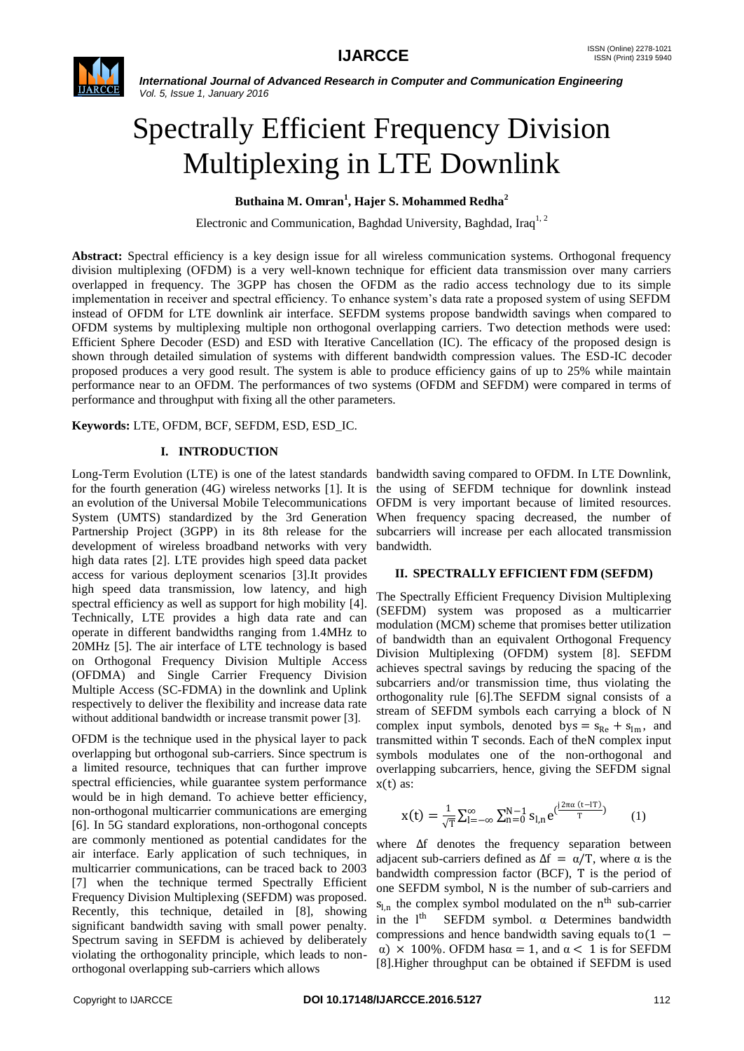# Spectrally Efficient Frequency Division Multiplexing in LTE Downlink

**Buthaina M. Omran[1], Hajer S. Mohammed Redha[2]**

Electronic and Communication, Baghdad University, Baghdad, Iraq[1, 2]

**Abstract:** Spectral efficiency is a key design issue for all wireless communication systems. Orthogonal frequency division multiplexing (OFDM) is a very well-known technique for efficient data transmission over many carriers overlapped in frequency. The 3GPP has chosen the OFDM as the radio access technology due to its simple implementation in receiver and spectral efficiency. To enhance system's data rate a proposed system of using SEFDM instead of OFDM for LTE downlink air interface. SEFDM systems propose bandwidth savings when compared to OFDM systems by multiplexing multiple non orthogonal overlapping carriers. Two detection methods were used: Efficient Sphere Decoder (ESD) and ESD with Iterative Cancellation (IC). The efficacy of the proposed design is shown through detailed simulation of systems with different bandwidth compression values. The ESD-IC decoder proposed produces a very good result. The system is able to produce efficiency gains of up to 25% while maintain performance near to an OFDM. The performances of two systems (OFDM and SEFDM) were compared in terms of performance and throughput with fixing all the other parameters.

**Keywords:** LTE, OFDM, BCF, SEFDM, ESD, ESD_IC.

## I. INTRODUCTION

Long-Term Evolution (LTE) is one of the latest standards for the fourth generation (4G) wireless networks [1]. It is an evolution of the Universal Mobile Telecommunications System (UMTS) standardized by the 3rd Generation Partnership Project (3GPP) in its 8th release for the development of wireless broadband networks with very high data rates [2]. LTE provides high speed data packet access for various deployment scenarios [3].It provides high speed data transmission, low latency, and high spectral efficiency as well as support for high mobility [4]. Technically, LTE provides a high data rate and can operate in different bandwidths ranging from 1.4MHz to 20MHz [5]. The air interface of LTE technology is based on Orthogonal Frequency Division Multiple Access (OFDMA) and Single Carrier Frequency Division Multiple Access (SC-FDMA) in the downlink and Uplink respectively to deliver the flexibility and increase data rate without additional bandwidth or increase transmit power [3].

OFDM is the technique used in the physical layer to pack overlapping but orthogonal sub-carriers. Since spectrum is a limited resource, techniques that can further improve spectral efficiencies, while guarantee system performance would be in high demand. To achieve better efficiency, non-orthogonal multicarrier communications are emerging [6]. In 5G standard explorations, non-orthogonal concepts are commonly mentioned as potential candidates for the air interface. Early application of such techniques, in multicarrier communications, can be traced back to 2003 [7] when the technique termed Spectrally Efficient Frequency Division Multiplexing (SEFDM) was proposed. Recently, this technique, detailed in [8], showing significant bandwidth saving with small power penalty. Spectrum saving in SEFDM is achieved by deliberately violating the orthogonality principle, which leads to non-orthogonal overlapping sub-carriers which allows bandwidth saving compared to OFDM. In LTE Downlink, the using of SEFDM technique for downlink instead OFDM is very important because of limited resources. When frequency spacing decreased, the number of subcarriers will increase per each allocated transmission bandwidth.

## II. SPECTRALLY EFFICIENT FDM (SEFDM)

The Spectrally Efficient Frequency Division Multiplexing (SEFDM) system was proposed as a multicarrier modulation (MCM) scheme that promises better utilization of bandwidth than an equivalent Orthogonal Frequency Division Multiplexing (OFDM) system [8]. SEFDM achieves spectral savings by reducing the spacing of the subcarriers and/or transmission time, thus violating the orthogonality rule [6].The SEFDM signal consists of a stream of SEFDM symbols each carrying a block of N complex input symbols, denoted by $s = s_{Re} + s_{Im}$, and transmitted within T seconds. Each of the N complex input symbols modulates one of the non-orthogonal and overlapping subcarriers, hence, giving the SEFDM signal $x(t)$ as:

$$x(t) = \frac{1}{\sqrt{T}} \sum_{l=-\infty}^{\infty} \sum_{n=0}^{N-1} s_{l,n} e^{\left(\frac{j2\pi\alpha\,(t-lT)}{T}\right)} \qquad (1)$$

where $\Delta f$ denotes the frequency separation between adjacent sub-carriers defined as $\Delta f = \alpha/T$, where $\alpha$ is the bandwidth compression factor (BCF), T is the period of one SEFDM symbol, N is the number of sub-carriers and $s_{l,n}$ the complex symbol modulated on the $n^{th}$ sub-carrier in the $l^{th}$ SEFDM symbol. $\alpha$ Determines bandwidth compressions and hence bandwidth saving equals to $(1 - \alpha) \times 100\%$. OFDM has $\alpha = 1$, and $\alpha < 1$ is for SEFDM [8].Higher throughput can be obtained if SEFDM is used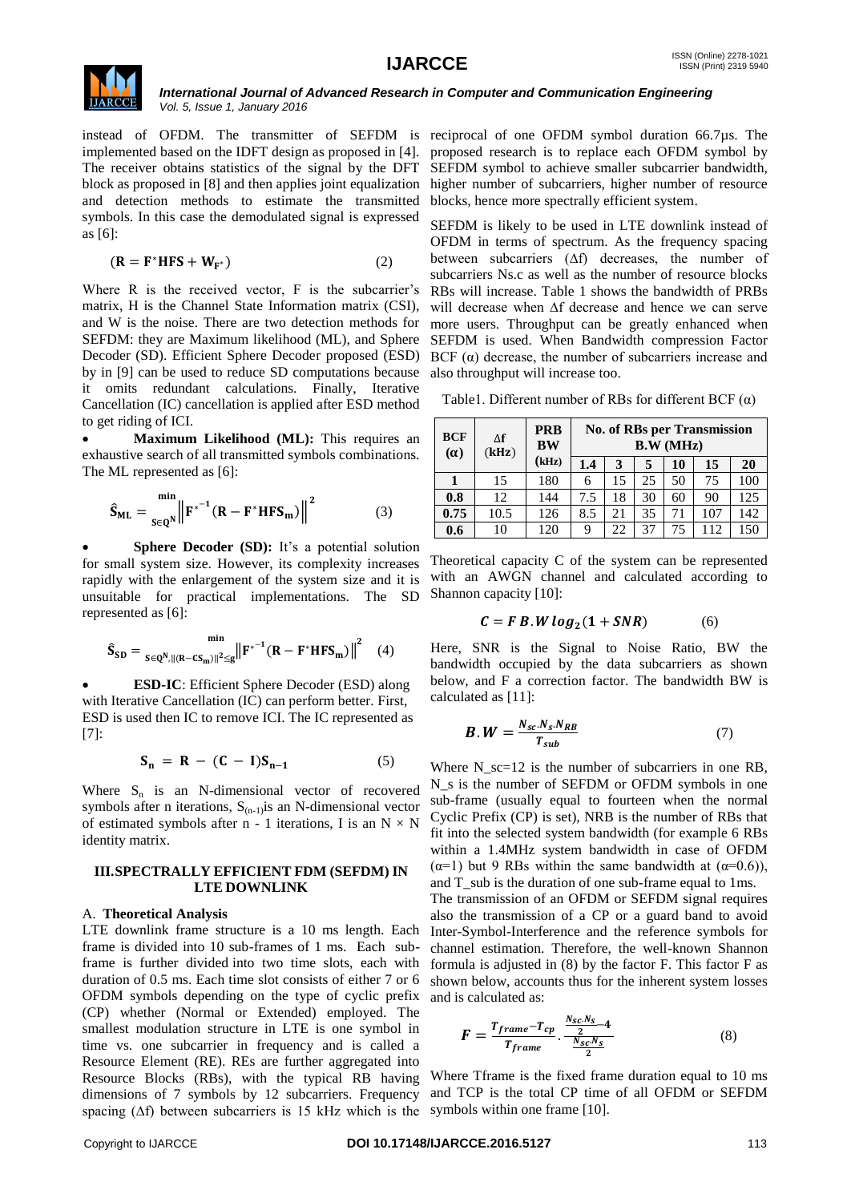instead of OFDM. The transmitter of SEFDM is implemented based on the IDFT design as proposed in [4]. The receiver obtains statistics of the signal by the DFT block as proposed in [8] and then applies joint equalization and detection methods to estimate the transmitted symbols. In this case the demodulated signal is expressed as [6]:

$$(\mathbf{R} = \mathbf{F}^{*}\mathbf{HFS} + \mathbf{W}_{\mathbf{F}^{*}}) \tag{2}$$

Where R is the received vector, F is the subcarrier's matrix, H is the Channel State Information matrix (CSI), and W is the noise. There are two detection methods for SEFDM: they are Maximum likelihood (ML), and Sphere Decoder (SD). Efficient Sphere Decoder proposed (ESD) by in [9] can be used to reduce SD computations because it omits redundant calculations. Finally, Iterative Cancellation (IC) cancellation is applied after ESD method to get riding of ICI.

- **Maximum Likelihood (ML):** This requires an exhaustive search of all transmitted symbols combinations. The ML represented as [6]:

$$\hat{\mathbf{S}}_{\mathbf{ML}} = \min_{\mathbf{S}\in\mathbf{Q}^{\mathbf{N}}} \left\| \mathbf{F}^{*^{-1}}(\mathbf{R} - \mathbf{F}^{*}\mathbf{HFS_m}) \right\|^{2} \tag{3}$$

- **Sphere Decoder (SD):** It's a potential solution for small system size. However, its complexity increases rapidly with the enlargement of the system size and it is unsuitable for practical implementations. The SD represented as [6]:

$$\hat{\mathbf{S}}_{\mathbf{SD}} = \min_{\mathbf{S}\in\mathbf{Q}^{\mathbf{N}}, \|(\mathbf{R}-\mathbf{CS_m})\|^{2}\leq \mathbf{g}} \left\| \mathbf{F}^{*^{-1}}(\mathbf{R} - \mathbf{F}^{*}\mathbf{HFS_m}) \right\|^{2} \tag{4}$$

- **ESD-IC**: Efficient Sphere Decoder (ESD) along with Iterative Cancellation (IC) can perform better. First, ESD is used then IC to remove ICI. The IC represented as [7]:

$$\mathbf{S_n} = \mathbf{R} - (\mathbf{C} - \mathbf{I})\mathbf{S_{n-1}} \tag{5}$$

Where $S_n$ is an N-dimensional vector of recovered symbols after n iterations, $S_{(n-1)}$ is an N-dimensional vector of estimated symbols after n - 1 iterations, I is an N × N identity matrix.

## III. SPECTRALLY EFFICIENT FDM (SEFDM) IN LTE DOWNLINK

### A. Theoretical Analysis

LTE downlink frame structure is a 10 ms length. Each frame is divided into 10 sub-frames of 1 ms. Each sub-frame is further divided into two time slots, each with duration of 0.5 ms. Each time slot consists of either 7 or 6 OFDM symbols depending on the type of cyclic prefix (CP) whether (Normal or Extended) employed. The smallest modulation structure in LTE is one symbol in time vs. one subcarrier in frequency and is called a Resource Element (RE). REs are further aggregated into Resource Blocks (RBs), with the typical RB having dimensions of 7 symbols by 12 subcarriers. Frequency spacing (Δf) between subcarriers is 15 kHz which is the reciprocal of one OFDM symbol duration 66.7µs. The proposed research is to replace each OFDM symbol by SEFDM symbol to achieve smaller subcarrier bandwidth, higher number of subcarriers, higher number of resource blocks, hence more spectrally efficient system.

SEFDM is likely to be used in LTE downlink instead of OFDM in terms of spectrum. As the frequency spacing between subcarriers (Δf) decreases, the number of subcarriers Ns.c as well as the number of resource blocks RBs will increase. Table 1 shows the bandwidth of PRBs will decrease when Δf decrease and hence we can serve more users. Throughput can be greatly enhanced when SEFDM is used. When Bandwidth compression Factor BCF (α) decrease, the number of subcarriers increase and also throughput will increase too.

Table1. Different number of RBs for different BCF (α)

| BCF (α) | Δf (kHz) | PRB BW (kHz) | No. of RBs per Transmission B.W (MHz) | | | | | |
|---|---|---|---|---|---|---|---|---|
| | | | 1.4 | 3 | 5 | 10 | 15 | 20 |
| 1 | 15 | 180 | 6 | 15 | 25 | 50 | 75 | 100 |
| 0.8 | 12 | 144 | 7.5 | 18 | 30 | 60 | 90 | 125 |
| 0.75 | 10.5 | 126 | 8.5 | 21 | 35 | 71 | 107 | 142 |
| 0.6 | 10 | 120 | 9 | 22 | 37 | 75 | 112 | 150 |

Theoretical capacity C of the system can be represented with an AWGN channel and calculated according to Shannon capacity [10]:

$$C = F\, B.W \log_2(1 + SNR) \tag{6}$$

Here, SNR is the Signal to Noise Ratio, BW the bandwidth occupied by the data subcarriers as shown below, and F a correction factor. The bandwidth BW is calculated as [11]:

$$B.W = \frac{N_{sc}.N_s.N_{RB}}{T_{sub}} \tag{7}$$

Where $N_{sc}$=12 is the number of subcarriers in one RB, $N_s$ is the number of SEFDM or OFDM symbols in one sub-frame (usually equal to fourteen when the normal Cyclic Prefix (CP) is set), NRB is the number of RBs that fit into the selected system bandwidth (for example 6 RBs within a 1.4MHz system bandwidth in case of OFDM (α=1) but 9 RBs within the same bandwidth at (α=0.6)), and $T_{sub}$ is the duration of one sub-frame equal to 1ms.

The transmission of an OFDM or SEFDM signal requires also the transmission of a CP or a guard band to avoid Inter-Symbol-Interference and the reference symbols for channel estimation. Therefore, the well-known Shannon formula is adjusted in (8) by the factor F. This factor F as shown below, accounts thus for the inherent system losses and is calculated as:

$$F = \frac{T_{frame} - T_{cp}}{T_{frame}} \cdot \frac{\frac{N_{sc}.N_s}{2} - 4}{\frac{N_{sc}.N_s}{2}} \tag{8}$$

Where Tframe is the fixed frame duration equal to 10 ms and TCP is the total CP time of all OFDM or SEFDM symbols within one frame [10].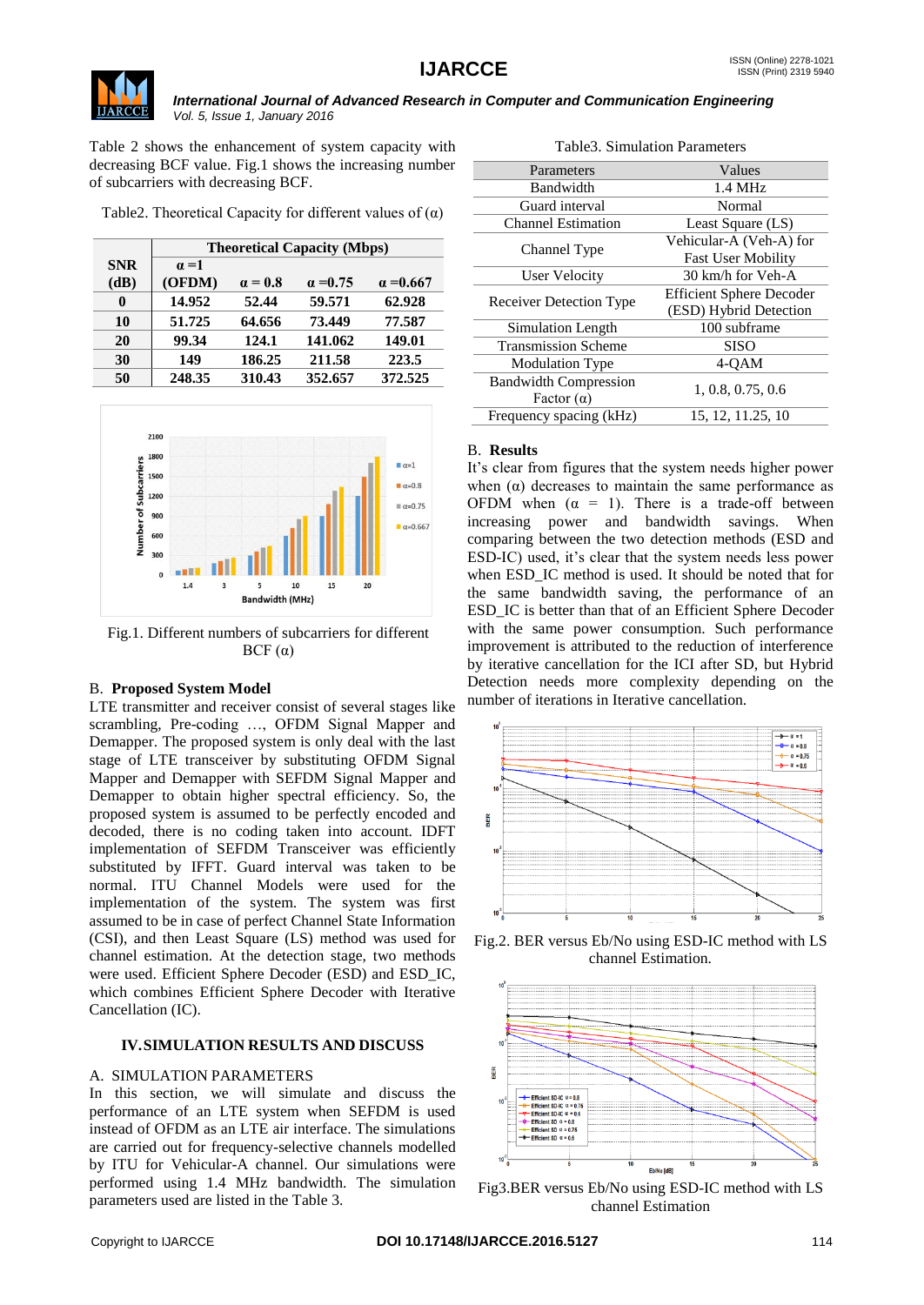Table 2 shows the enhancement of system capacity with decreasing BCF value. Fig.1 shows the increasing number of subcarriers with decreasing BCF.

Table2. Theoretical Capacity for different values of (α)

| SNR (dB) | Theoretical Capacity (Mbps) | | | |
|---|---|---|---|---|
| | **α =1 (OFDM)** | **α = 0.8** | **α =0.75** | **α =0.667** |
| **0** | **14.952** | **52.44** | **59.571** | **62.928** |
| **10** | **51.725** | **64.656** | **73.449** | **77.587** |
| **20** | **99.34** | **124.1** | **141.062** | **149.01** |
| **30** | **149** | **186.25** | **211.58** | **223.5** |
| **50** | **248.35** | **310.43** | **352.657** | **372.525** |

Fig.1. Different numbers of subcarriers for different BCF (α)

B. **Proposed System Model**

LTE transmitter and receiver consist of several stages like scrambling, Pre-coding …, OFDM Signal Mapper and Demapper. The proposed system is only deal with the last stage of LTE transceiver by substituting OFDM Signal Mapper and Demapper with SEFDM Signal Mapper and Demapper to obtain higher spectral efficiency. So, the proposed system is assumed to be perfectly encoded and decoded, there is no coding taken into account. IDFT implementation of SEFDM Transceiver was efficiently substituted by IFFT. Guard interval was taken to be normal. ITU Channel Models were used for the implementation of the system. The system was first assumed to be in case of perfect Channel State Information (CSI), and then Least Square (LS) method was used for channel estimation. At the detection stage, two methods were used. Efficient Sphere Decoder (ESD) and ESD_IC, which combines Efficient Sphere Decoder with Iterative Cancellation (IC).

## IV. SIMULATION RESULTS AND DISCUSS

A. SIMULATION PARAMETERS

In this section, we will simulate and discuss the performance of an LTE system when SEFDM is used instead of OFDM as an LTE air interface. The simulations are carried out for frequency-selective channels modelled by ITU for Vehicular-A channel. Our simulations were performed using 1.4 MHz bandwidth. The simulation parameters used are listed in the Table 3.

Table3. Simulation Parameters

| Parameters | Values |
|---|---|
| Bandwidth | 1.4 MHz |
| Guard interval | Normal |
| Channel Estimation | Least Square (LS) |
| Channel Type | Vehicular-A (Veh-A) for Fast User Mobility |
| User Velocity | 30 km/h for Veh-A |
| Receiver Detection Type | Efficient Sphere Decoder (ESD) Hybrid Detection |
| Simulation Length | 100 subframe |
| Transmission Scheme | SISO |
| Modulation Type | 4-QAM |
| Bandwidth Compression Factor (α) | 1, 0.8, 0.75, 0.6 |
| Frequency spacing (kHz) | 15, 12, 11.25, 10 |

B. **Results**

It's clear from figures that the system needs higher power when (α) decreases to maintain the same performance as OFDM when (α = 1). There is a trade-off between increasing power and bandwidth savings. When comparing between the two detection methods (ESD and ESD-IC) used, it's clear that the system needs less power when ESD_IC method is used. It should be noted that for the same bandwidth saving, the performance of an ESD_IC is better than that of an Efficient Sphere Decoder with the same power consumption. Such performance improvement is attributed to the reduction of interference by iterative cancellation for the ICI after SD, but Hybrid Detection needs more complexity depending on the number of iterations in Iterative cancellation.

Fig.2. BER versus Eb/No using ESD-IC method with LS channel Estimation.

Fig3.BER versus Eb/No using ESD-IC method with LS channel Estimation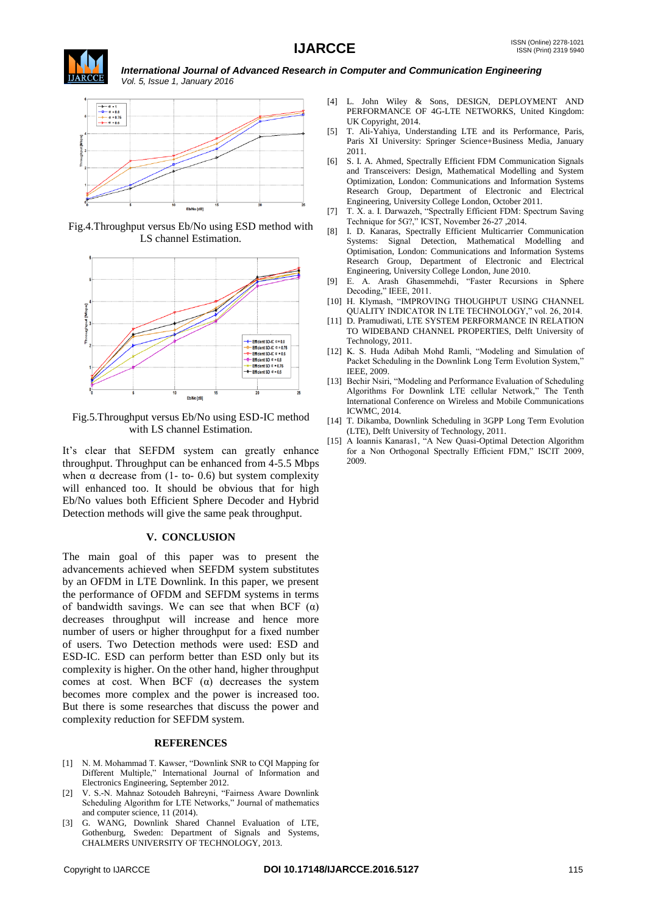Fig.4.Throughput versus Eb/No using ESD method with LS channel Estimation.

Fig.5.Throughput versus Eb/No using ESD-IC method with LS channel Estimation.

It's clear that SEFDM system can greatly enhance throughput. Throughput can be enhanced from 4-5.5 Mbps when α decrease from (1- to- 0.6) but system complexity will enhanced too. It should be obvious that for high Eb/No values both Efficient Sphere Decoder and Hybrid Detection methods will give the same peak throughput.

## V. CONCLUSION

The main goal of this paper was to present the advancements achieved when SEFDM system substitutes by an OFDM in LTE Downlink. In this paper, we present the performance of OFDM and SEFDM systems in terms of bandwidth savings. We can see that when BCF (α) decreases throughput will increase and hence more number of users or higher throughput for a fixed number of users. Two Detection methods were used: ESD and ESD-IC. ESD can perform better than ESD only but its complexity is higher. On the other hand, higher throughput comes at cost. When BCF (α) decreases the system becomes more complex and the power is increased too. But there is some researches that discuss the power and complexity reduction for SEFDM system.

## REFERENCES

[1] N. M. Mohammad T. Kawser, "Downlink SNR to CQI Mapping for Different Multiple," International Journal of Information and Electronics Engineering, September 2012.

[2] V. S.-N. Mahnaz Sotoudeh Bahreyni, "Fairness Aware Downlink Scheduling Algorithm for LTE Networks," Journal of mathematics and computer science, 11 (2014).

[3] G. WANG, Downlink Shared Channel Evaluation of LTE, Gothenburg, Sweden: Department of Signals and Systems, CHALMERS UNIVERSITY OF TECHNOLOGY, 2013.

[4] L. John Wiley & Sons, DESIGN, DEPLOYMENT AND PERFORMANCE OF 4G-LTE NETWORKS, United Kingdom: UK Copyright, 2014.

[5] T. Ali-Yahiya, Understanding LTE and its Performance, Paris, Paris XI University: Springer Science+Business Media, January 2011.

[6] S. I. A. Ahmed, Spectrally Efficient FDM Communication Signals and Transceivers: Design, Mathematical Modelling and System Optimization, London: Communications and Information Systems Research Group, Department of Electronic and Electrical Engineering, University College London, October 2011.

[7] T. X. a. I. Darwazeh, "Spectrally Efficient FDM: Spectrum Saving Technique for 5G?," ICST, November 26-27 ,2014.

[8] I. D. Kanaras, Spectrally Efficient Multicarrier Communication Systems: Signal Detection, Mathematical Modelling and Optimisation, London: Communications and Information Systems Research Group, Department of Electronic and Electrical Engineering, University College London, June 2010.

[9] E. A. Arash Ghasemmehdi, "Faster Recursions in Sphere Decoding," IEEE, 2011.

[10] H. Klymash, "IMPROVING THOUGHPUT USING CHANNEL QUALITY INDICATOR IN LTE TECHNOLOGY," vol. 26, 2014.

[11] D. Pramudiwati, LTE SYSTEM PERFORMANCE IN RELATION TO WIDEBAND CHANNEL PROPERTIES, Delft University of Technology, 2011.

[12] K. S. Huda Adibah Mohd Ramli, "Modeling and Simulation of Packet Scheduling in the Downlink Long Term Evolution System," IEEE, 2009.

[13] Bechir Nsiri, "Modeling and Performance Evaluation of Scheduling Algorithms For Downlink LTE cellular Network," The Tenth International Conference on Wireless and Mobile Communications ICWMC, 2014.

[14] T. Dikamba, Downlink Scheduling in 3GPP Long Term Evolution (LTE), Delft University of Technology, 2011.

[15] A Ioannis Kanaras1, "A New Quasi-Optimal Detection Algorithm for a Non Orthogonal Spectrally Efficient FDM," ISCIT 2009, 2009.